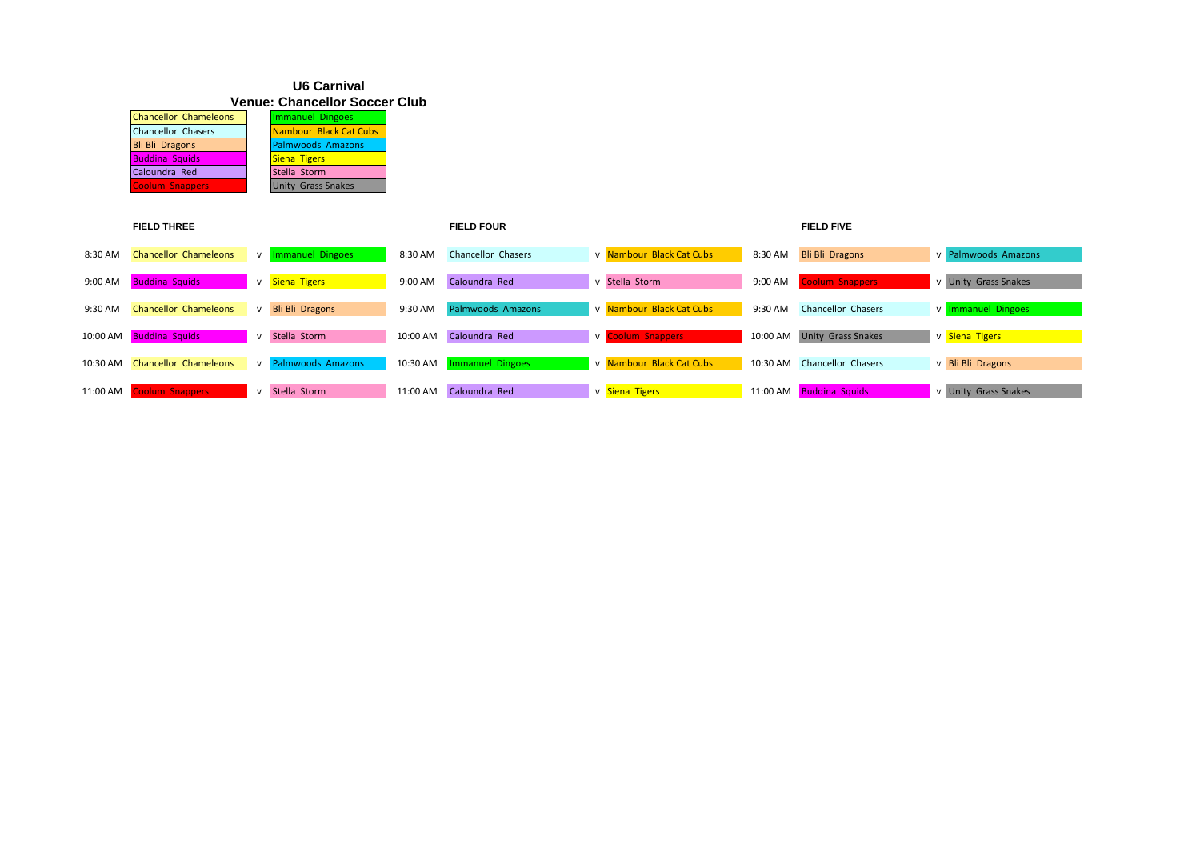# U6 Carnival

## Venue: Chancellor Soccer Club

| | |
|---|---|
| Chancellor Chameleons | Immanuel Dingoes |
| Chancellor Chasers | Nambour Black Cat Cubs |
| Bli Bli Dragons | Palmwoods Amazons |
| Buddina Squids | Siena Tigers |
| Caloundra Red | Stella Storm |
| Coolum Snappers | Unity Grass Snakes |

### FIELD THREE

| Time | Team | | Team |
|---|---|---|---|
| 8:30 AM | Chancellor Chameleons | v | Immanuel Dingoes |
| 9:00 AM | Buddina Squids | v | Siena Tigers |
| 9:30 AM | Chancellor Chameleons | v | Bli Bli Dragons |
| 10:00 AM | Buddina Squids | v | Stella Storm |
| 10:30 AM | Chancellor Chameleons | v | Palmwoods Amazons |
| 11:00 AM | Coolum Snappers | v | Stella Storm |

### FIELD FOUR

| Time | Team | | Team |
|---|---|---|---|
| 8:30 AM | Chancellor Chasers | v | Nambour Black Cat Cubs |
| 9:00 AM | Caloundra Red | v | Stella Storm |
| 9:30 AM | Palmwoods Amazons | v | Nambour Black Cat Cubs |
| 10:00 AM | Caloundra Red | v | Coolum Snappers |
| 10:30 AM | Immanuel Dingoes | v | Nambour Black Cat Cubs |
| 11:00 AM | Caloundra Red | v | Siena Tigers |

### FIELD FIVE

| Time | Team | | Team |
|---|---|---|---|
| 8:30 AM | Bli Bli Dragons | v | Palmwoods Amazons |
| 9:00 AM | Coolum Snappers | v | Unity Grass Snakes |
| 9:30 AM | Chancellor Chasers | v | Immanuel Dingoes |
| 10:00 AM | Unity Grass Snakes | v | Siena Tigers |
| 10:30 AM | Chancellor Chasers | v | Bli Bli Dragons |
| 11:00 AM | Buddina Squids | v | Unity Grass Snakes |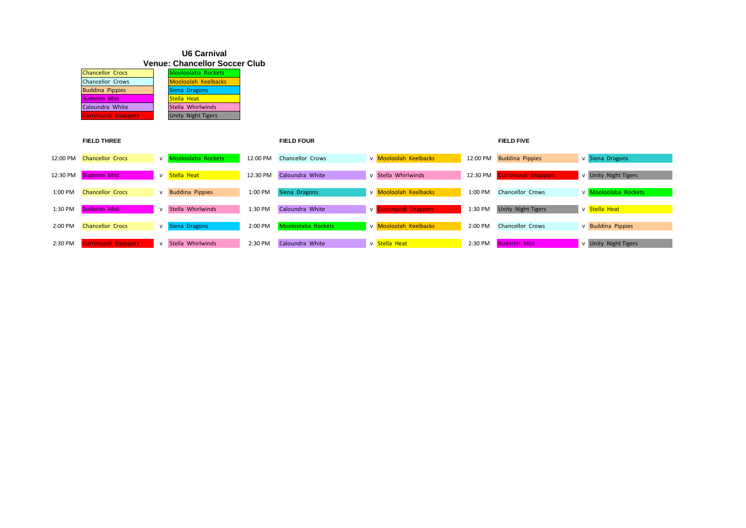## U6 Carnival

### Venue: Chancellor Soccer Club

| | |
|---|---|
| Chancellor Crocs | Mooloolaba Rockets |
| Chancellor Crows | Mooloolah Keelbacks |
| Buddina Pippies | Siena Dragons |
| Buderim Mist | Stella Heat |
| Caloundra White | Stella Whirlwinds |
| Currimundi Snappers | Unity Night Tigers |

| | FIELD THREE | | | | FIELD FOUR | | | | FIELD FIVE | | |
|---|---|---|---|---|---|---|---|---|---|---|---|
| 12:00 PM | Chancellor Crocs | v | Mooloolaba Rockets | 12:00 PM | Chancellor Crows | v | Mooloolah Keelbacks | 12:00 PM | Buddina Pippies | v | Siena Dragons |
| 12:30 PM | Buderim Mist | v | Stella Heat | 12:30 PM | Caloundra White | v | Stella Whirlwinds | 12:30 PM | Currimundi Snappers | v | Unity Night Tigers |
| 1:00 PM | Chancellor Crocs | v | Buddina Pippies | 1:00 PM | Siena Dragons | v | Mooloolah Keelbacks | 1:00 PM | Chancellor Crows | v | Mooloolaba Rockets |
| 1:30 PM | Buderim Mist | v | Stella Whirlwinds | 1:30 PM | Caloundra White | v | Currimundi Snappers | 1:30 PM | Unity Night Tigers | v | Stella Heat |
| 2:00 PM | Chancellor Crocs | v | Siena Dragons | 2:00 PM | Mooloolaba Rockets | v | Mooloolah Keelbacks | 2:00 PM | Chancellor Crows | v | Buddina Pippies |
| 2:30 PM | Currimundi Snappers | v | Stella Whirlwinds | 2:30 PM | Caloundra White | v | Stella Heat | 2:30 PM | Buderim Mist | v | Unity Night Tigers |